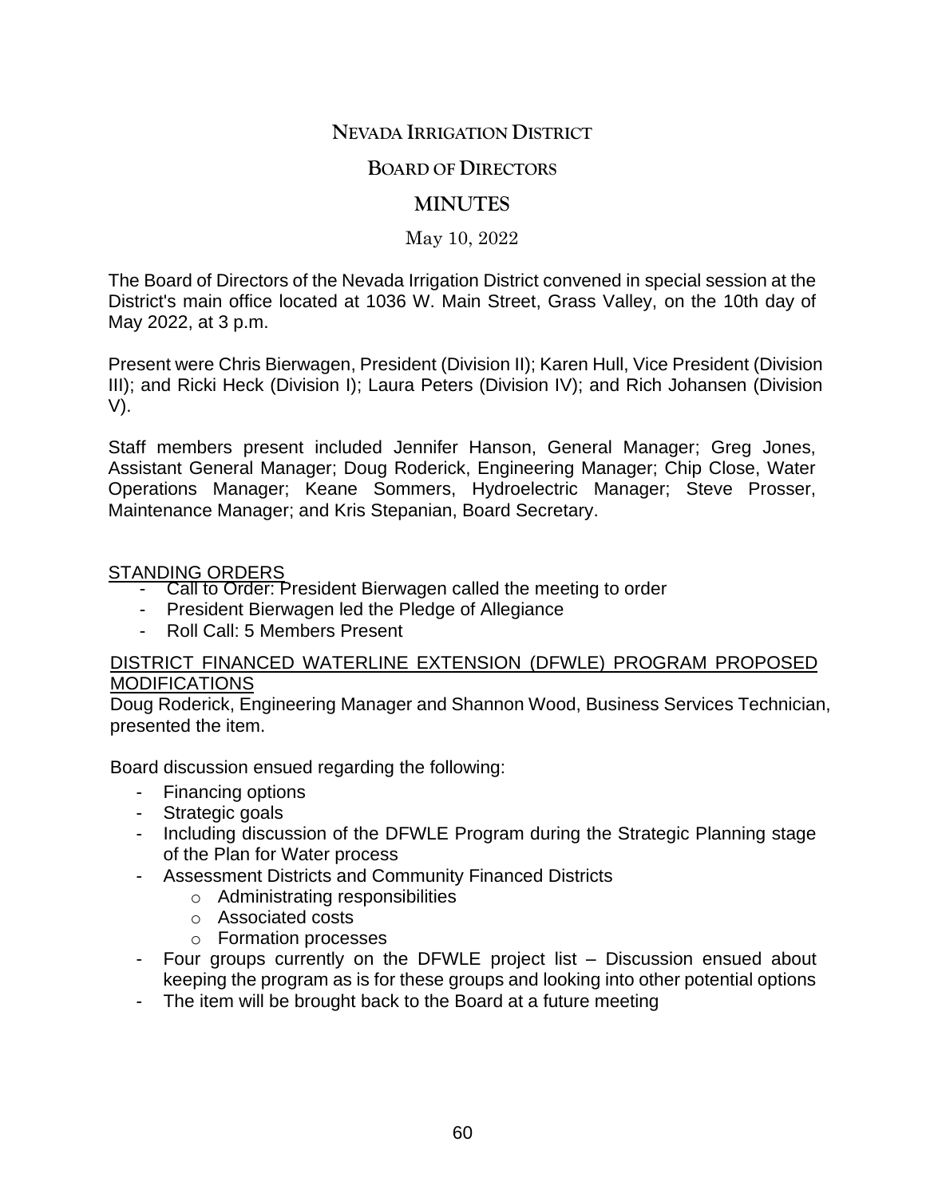# NEVADA IRRIGATION DISTRICT

## BOARD OF DIRECTORS

## MINUTES

May 10, 2022

The Board of Directors of the Nevada Irrigation District convened in special session at the District's main office located at 1036 W. Main Street, Grass Valley, on the 10th day of May 2022, at 3 p.m.

Present were Chris Bierwagen, President (Division II); Karen Hull, Vice President (Division III); and Ricki Heck (Division I); Laura Peters (Division IV); and Rich Johansen (Division V).

Staff members present included Jennifer Hanson, General Manager; Greg Jones, Assistant General Manager; Doug Roderick, Engineering Manager; Chip Close, Water Operations Manager; Keane Sommers, Hydroelectric Manager; Steve Prosser, Maintenance Manager; and Kris Stepanian, Board Secretary.

STANDING ORDERS

- Call to Order: President Bierwagen called the meeting to order
- President Bierwagen led the Pledge of Allegiance
- Roll Call: 5 Members Present

DISTRICT FINANCED WATERLINE EXTENSION (DFWLE) PROGRAM PROPOSED MODIFICATIONS

Doug Roderick, Engineering Manager and Shannon Wood, Business Services Technician, presented the item.

Board discussion ensued regarding the following:

- Financing options
- Strategic goals
- Including discussion of the DFWLE Program during the Strategic Planning stage of the Plan for Water process
- Assessment Districts and Community Financed Districts
  - Administrating responsibilities
  - Associated costs
  - Formation processes
- Four groups currently on the DFWLE project list – Discussion ensued about keeping the program as is for these groups and looking into other potential options
- The item will be brought back to the Board at a future meeting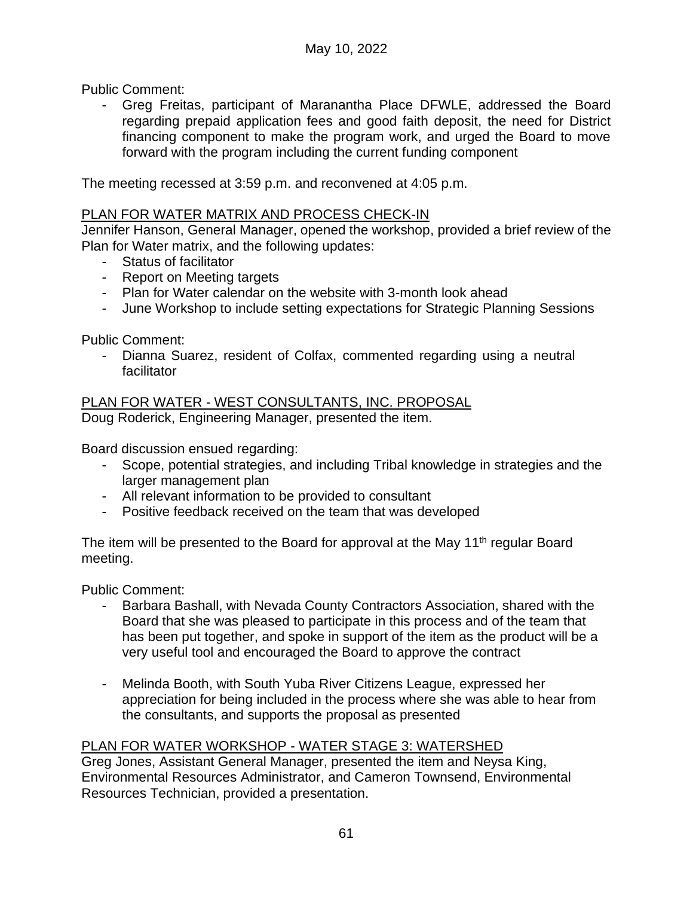Public Comment:

- Greg Freitas, participant of Maranantha Place DFWLE, addressed the Board regarding prepaid application fees and good faith deposit, the need for District financing component to make the program work, and urged the Board to move forward with the program including the current funding component

The meeting recessed at 3:59 p.m. and reconvened at 4:05 p.m.

PLAN FOR WATER MATRIX AND PROCESS CHECK-IN

Jennifer Hanson, General Manager, opened the workshop, provided a brief review of the Plan for Water matrix, and the following updates:

- Status of facilitator
- Report on Meeting targets
- Plan for Water calendar on the website with 3-month look ahead
- June Workshop to include setting expectations for Strategic Planning Sessions

Public Comment:

- Dianna Suarez, resident of Colfax, commented regarding using a neutral facilitator

PLAN FOR WATER - WEST CONSULTANTS, INC. PROPOSAL

Doug Roderick, Engineering Manager, presented the item.

Board discussion ensued regarding:

- Scope, potential strategies, and including Tribal knowledge in strategies and the larger management plan
- All relevant information to be provided to consultant
- Positive feedback received on the team that was developed

The item will be presented to the Board for approval at the May 11th regular Board meeting.

Public Comment:

- Barbara Bashall, with Nevada County Contractors Association, shared with the Board that she was pleased to participate in this process and of the team that has been put together, and spoke in support of the item as the product will be a very useful tool and encouraged the Board to approve the contract

- Melinda Booth, with South Yuba River Citizens League, expressed her appreciation for being included in the process where she was able to hear from the consultants, and supports the proposal as presented

PLAN FOR WATER WORKSHOP - WATER STAGE 3: WATERSHED

Greg Jones, Assistant General Manager, presented the item and Neysa King, Environmental Resources Administrator, and Cameron Townsend, Environmental Resources Technician, provided a presentation.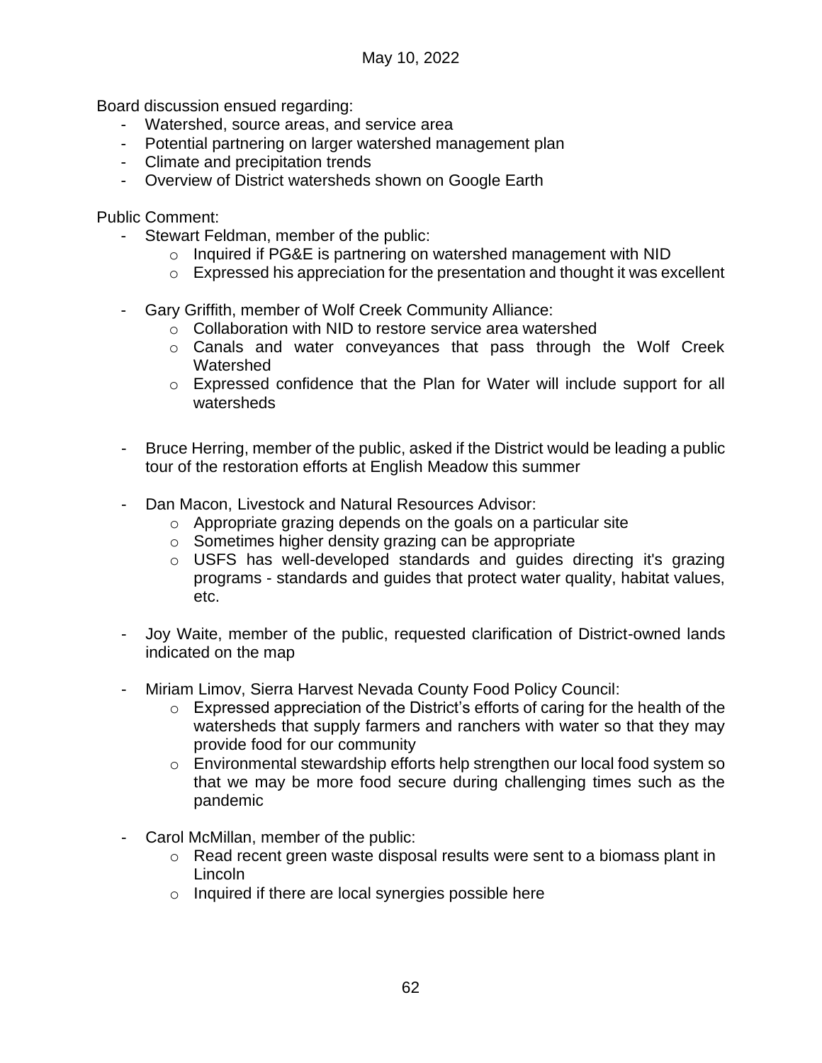Board discussion ensued regarding:

- Watershed, source areas, and service area
- Potential partnering on larger watershed management plan
- Climate and precipitation trends
- Overview of District watersheds shown on Google Earth

Public Comment:

- Stewart Feldman, member of the public:
  - Inquired if PG&E is partnering on watershed management with NID
  - Expressed his appreciation for the presentation and thought it was excellent

- Gary Griffith, member of Wolf Creek Community Alliance:
  - Collaboration with NID to restore service area watershed
  - Canals and water conveyances that pass through the Wolf Creek Watershed
  - Expressed confidence that the Plan for Water will include support for all watersheds

- Bruce Herring, member of the public, asked if the District would be leading a public tour of the restoration efforts at English Meadow this summer

- Dan Macon, Livestock and Natural Resources Advisor:
  - Appropriate grazing depends on the goals on a particular site
  - Sometimes higher density grazing can be appropriate
  - USFS has well-developed standards and guides directing it's grazing programs - standards and guides that protect water quality, habitat values, etc.

- Joy Waite, member of the public, requested clarification of District-owned lands indicated on the map

- Miriam Limov, Sierra Harvest Nevada County Food Policy Council:
  - Expressed appreciation of the District's efforts of caring for the health of the watersheds that supply farmers and ranchers with water so that they may provide food for our community
  - Environmental stewardship efforts help strengthen our local food system so that we may be more food secure during challenging times such as the pandemic

- Carol McMillan, member of the public:
  - Read recent green waste disposal results were sent to a biomass plant in Lincoln
  - Inquired if there are local synergies possible here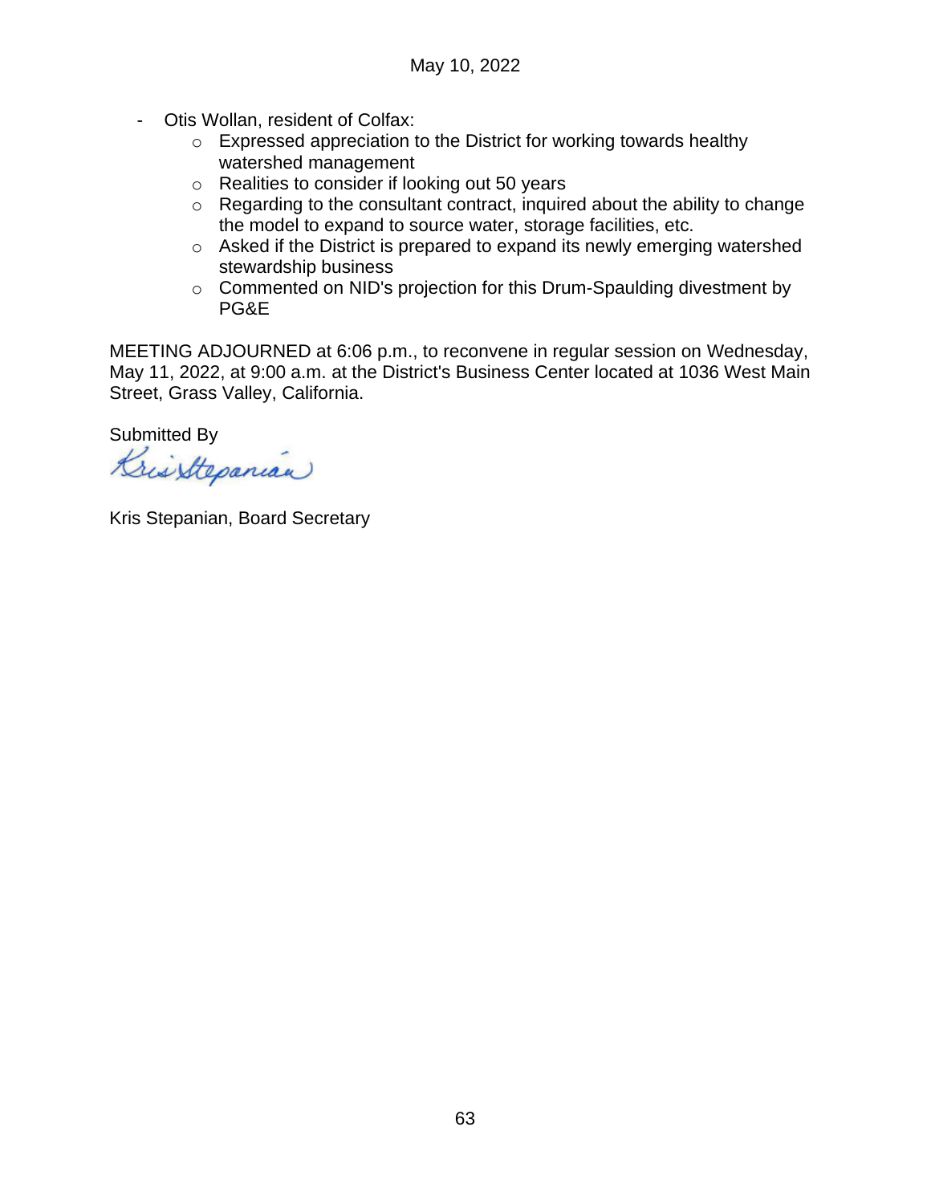- Otis Wollan, resident of Colfax:
  - Expressed appreciation to the District for working towards healthy watershed management
  - Realities to consider if looking out 50 years
  - Regarding to the consultant contract, inquired about the ability to change the model to expand to source water, storage facilities, etc.
  - Asked if the District is prepared to expand its newly emerging watershed stewardship business
  - Commented on NID's projection for this Drum-Spaulding divestment by PG&E

MEETING ADJOURNED at 6:06 p.m., to reconvene in regular session on Wednesday, May 11, 2022, at 9:00 a.m. at the District's Business Center located at 1036 West Main Street, Grass Valley, California.

Submitted By

Kris Stepanian

Kris Stepanian, Board Secretary